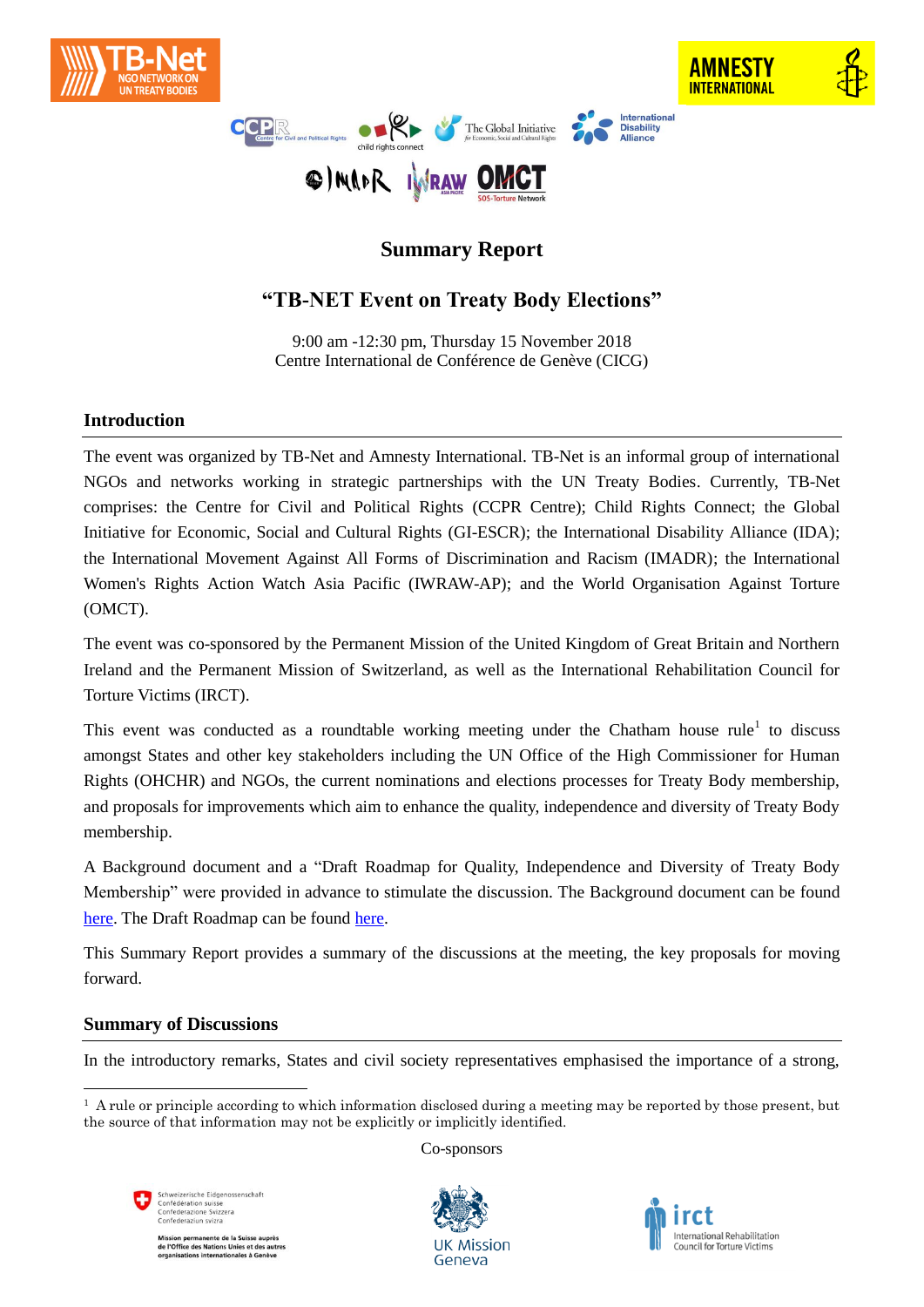# Summary Report

## "TB-NET Event on Treaty Body Elections"

9:00 am -12:30 pm, Thursday 15 November 2018
Centre International de Conférence de Genève (CICG)

### Introduction

The event was organized by TB-Net and Amnesty International. TB-Net is an informal group of international NGOs and networks working in strategic partnerships with the UN Treaty Bodies. Currently, TB-Net comprises: the Centre for Civil and Political Rights (CCPR Centre); Child Rights Connect; the Global Initiative for Economic, Social and Cultural Rights (GI-ESCR); the International Disability Alliance (IDA); the International Movement Against All Forms of Discrimination and Racism (IMADR); the International Women's Rights Action Watch Asia Pacific (IWRAW-AP); and the World Organisation Against Torture (OMCT).

The event was co-sponsored by the Permanent Mission of the United Kingdom of Great Britain and Northern Ireland and the Permanent Mission of Switzerland, as well as the International Rehabilitation Council for Torture Victims (IRCT).

This event was conducted as a roundtable working meeting under the Chatham house rule[1] to discuss amongst States and other key stakeholders including the UN Office of the High Commissioner for Human Rights (OHCHR) and NGOs, the current nominations and elections processes for Treaty Body membership, and proposals for improvements which aim to enhance the quality, independence and diversity of Treaty Body membership.

A Background document and a "Draft Roadmap for Quality, Independence and Diversity of Treaty Body Membership" were provided in advance to stimulate the discussion. The Background document can be found here. The Draft Roadmap can be found here.

This Summary Report provides a summary of the discussions at the meeting, the key proposals for moving forward.

### Summary of Discussions

In the introductory remarks, States and civil society representatives emphasised the importance of a strong,

[1] A rule or principle according to which information disclosed during a meeting may be reported by those present, but the source of that information may not be explicitly or implicitly identified.

Co-sponsors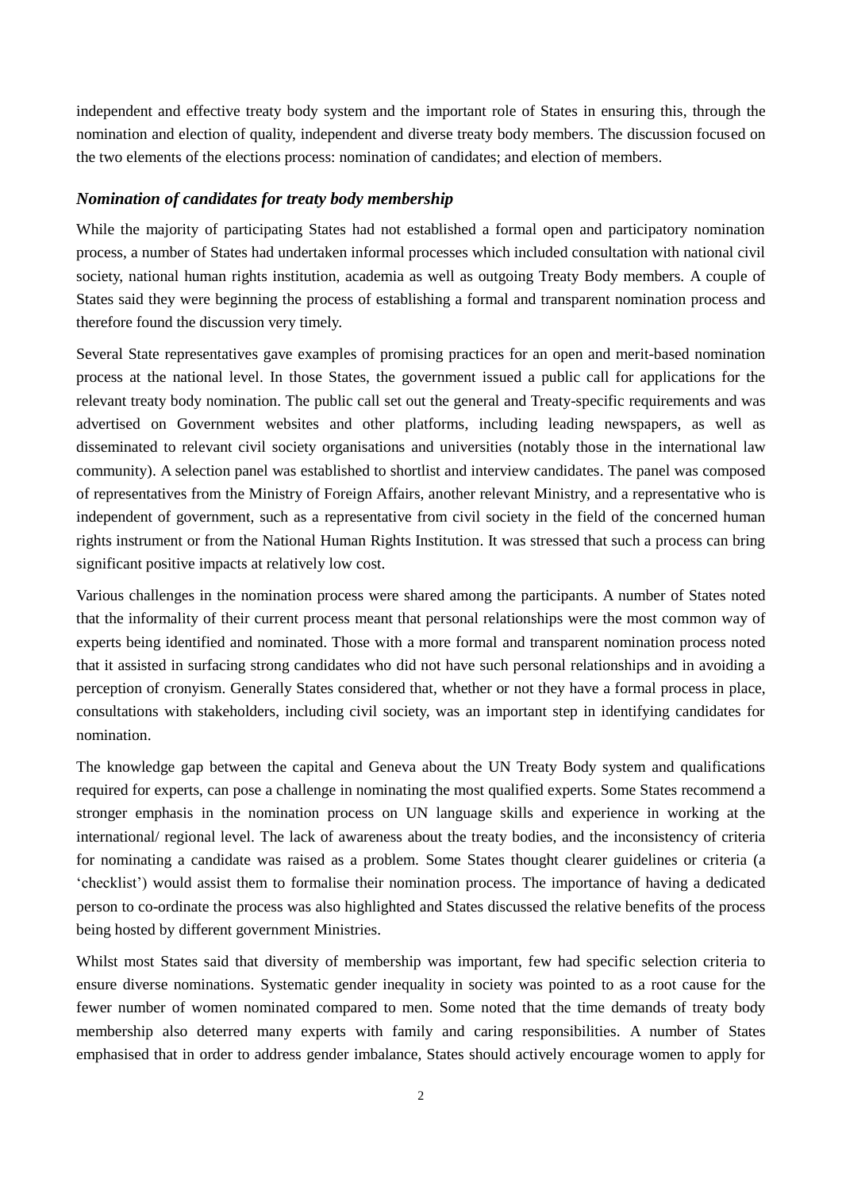independent and effective treaty body system and the important role of States in ensuring this, through the nomination and election of quality, independent and diverse treaty body members. The discussion focused on the two elements of the elections process: nomination of candidates; and election of members.

### *Nomination of candidates for treaty body membership*

While the majority of participating States had not established a formal open and participatory nomination process, a number of States had undertaken informal processes which included consultation with national civil society, national human rights institution, academia as well as outgoing Treaty Body members. A couple of States said they were beginning the process of establishing a formal and transparent nomination process and therefore found the discussion very timely.

Several State representatives gave examples of promising practices for an open and merit-based nomination process at the national level. In those States, the government issued a public call for applications for the relevant treaty body nomination. The public call set out the general and Treaty-specific requirements and was advertised on Government websites and other platforms, including leading newspapers, as well as disseminated to relevant civil society organisations and universities (notably those in the international law community). A selection panel was established to shortlist and interview candidates. The panel was composed of representatives from the Ministry of Foreign Affairs, another relevant Ministry, and a representative who is independent of government, such as a representative from civil society in the field of the concerned human rights instrument or from the National Human Rights Institution. It was stressed that such a process can bring significant positive impacts at relatively low cost.

Various challenges in the nomination process were shared among the participants. A number of States noted that the informality of their current process meant that personal relationships were the most common way of experts being identified and nominated. Those with a more formal and transparent nomination process noted that it assisted in surfacing strong candidates who did not have such personal relationships and in avoiding a perception of cronyism. Generally States considered that, whether or not they have a formal process in place, consultations with stakeholders, including civil society, was an important step in identifying candidates for nomination.

The knowledge gap between the capital and Geneva about the UN Treaty Body system and qualifications required for experts, can pose a challenge in nominating the most qualified experts. Some States recommend a stronger emphasis in the nomination process on UN language skills and experience in working at the international/ regional level. The lack of awareness about the treaty bodies, and the inconsistency of criteria for nominating a candidate was raised as a problem. Some States thought clearer guidelines or criteria (a 'checklist') would assist them to formalise their nomination process. The importance of having a dedicated person to co-ordinate the process was also highlighted and States discussed the relative benefits of the process being hosted by different government Ministries.

Whilst most States said that diversity of membership was important, few had specific selection criteria to ensure diverse nominations. Systematic gender inequality in society was pointed to as a root cause for the fewer number of women nominated compared to men. Some noted that the time demands of treaty body membership also deterred many experts with family and caring responsibilities. A number of States emphasised that in order to address gender imbalance, States should actively encourage women to apply for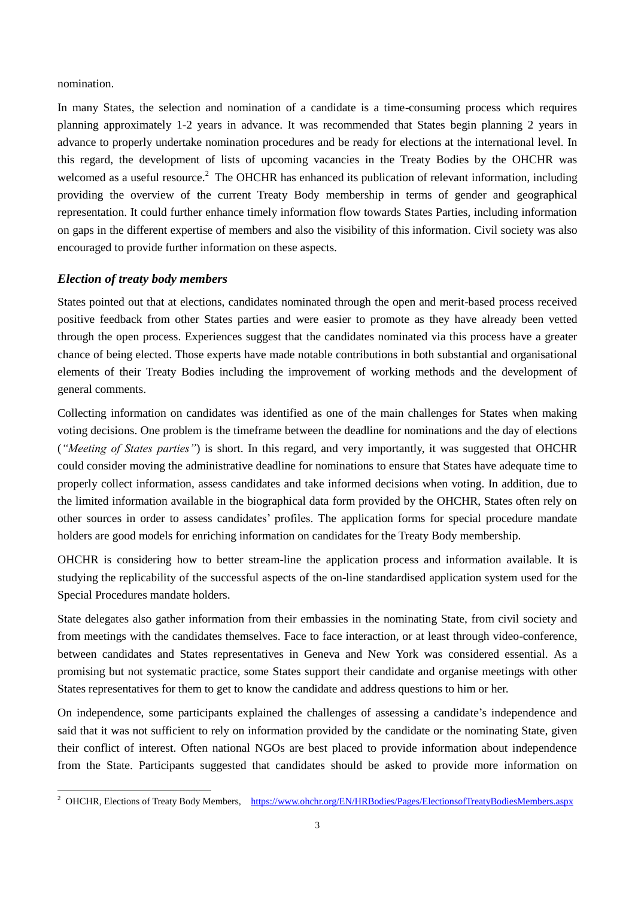nomination.

In many States, the selection and nomination of a candidate is a time-consuming process which requires planning approximately 1-2 years in advance. It was recommended that States begin planning 2 years in advance to properly undertake nomination procedures and be ready for elections at the international level. In this regard, the development of lists of upcoming vacancies in the Treaty Bodies by the OHCHR was welcomed as a useful resource.[2] The OHCHR has enhanced its publication of relevant information, including providing the overview of the current Treaty Body membership in terms of gender and geographical representation. It could further enhance timely information flow towards States Parties, including information on gaps in the different expertise of members and also the visibility of this information. Civil society was also encouraged to provide further information on these aspects.

### *Election of treaty body members*

States pointed out that at elections, candidates nominated through the open and merit-based process received positive feedback from other States parties and were easier to promote as they have already been vetted through the open process. Experiences suggest that the candidates nominated via this process have a greater chance of being elected. Those experts have made notable contributions in both substantial and organisational elements of their Treaty Bodies including the improvement of working methods and the development of general comments.

Collecting information on candidates was identified as one of the main challenges for States when making voting decisions. One problem is the timeframe between the deadline for nominations and the day of elections (*"Meeting of States parties"*) is short. In this regard, and very importantly, it was suggested that OHCHR could consider moving the administrative deadline for nominations to ensure that States have adequate time to properly collect information, assess candidates and take informed decisions when voting. In addition, due to the limited information available in the biographical data form provided by the OHCHR, States often rely on other sources in order to assess candidates' profiles. The application forms for special procedure mandate holders are good models for enriching information on candidates for the Treaty Body membership.

OHCHR is considering how to better stream-line the application process and information available. It is studying the replicability of the successful aspects of the on-line standardised application system used for the Special Procedures mandate holders.

State delegates also gather information from their embassies in the nominating State, from civil society and from meetings with the candidates themselves. Face to face interaction, or at least through video-conference, between candidates and States representatives in Geneva and New York was considered essential. As a promising but not systematic practice, some States support their candidate and organise meetings with other States representatives for them to get to know the candidate and address questions to him or her.

On independence, some participants explained the challenges of assessing a candidate's independence and said that it was not sufficient to rely on information provided by the candidate or the nominating State, given their conflict of interest. Often national NGOs are best placed to provide information about independence from the State. Participants suggested that candidates should be asked to provide more information on

---

[2] OHCHR, Elections of Treaty Body Members, https://www.ohchr.org/EN/HRBodies/Pages/ElectionsofTreatyBodiesMembers.aspx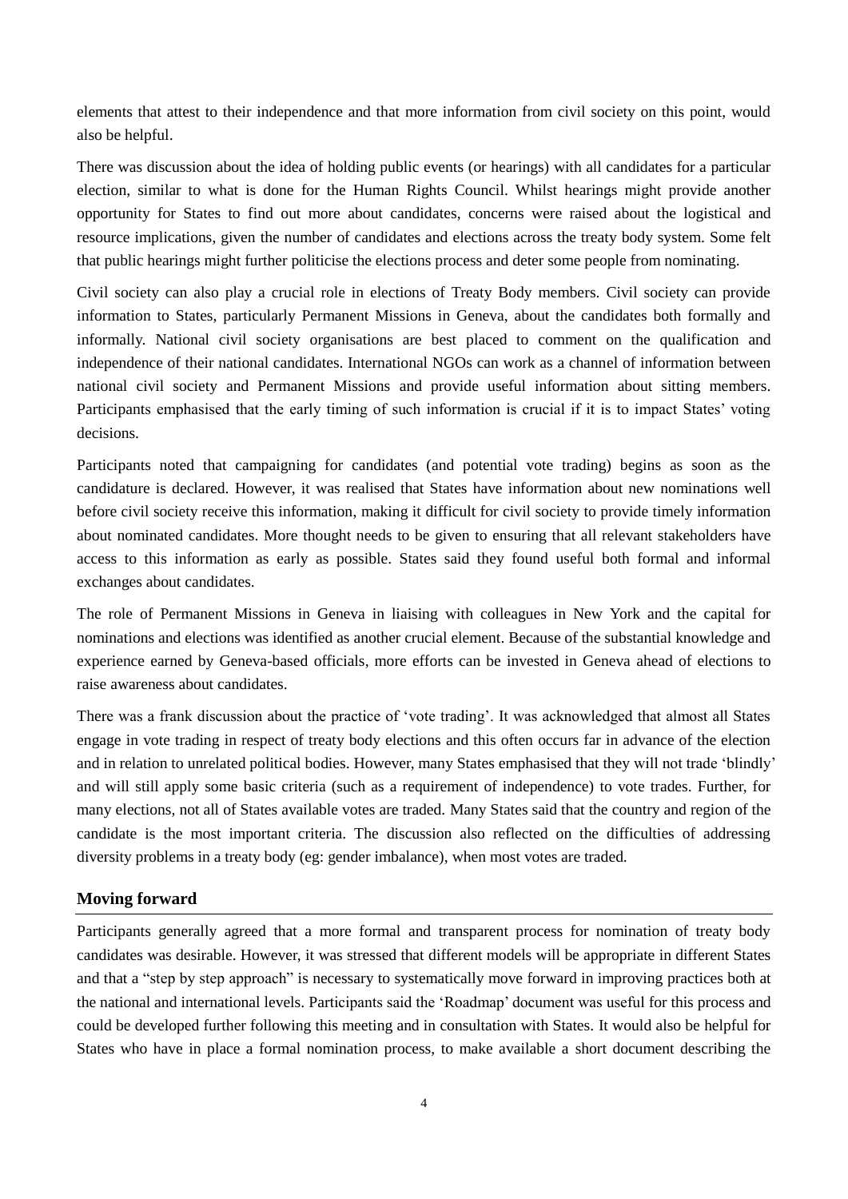elements that attest to their independence and that more information from civil society on this point, would also be helpful.

There was discussion about the idea of holding public events (or hearings) with all candidates for a particular election, similar to what is done for the Human Rights Council. Whilst hearings might provide another opportunity for States to find out more about candidates, concerns were raised about the logistical and resource implications, given the number of candidates and elections across the treaty body system. Some felt that public hearings might further politicise the elections process and deter some people from nominating.

Civil society can also play a crucial role in elections of Treaty Body members. Civil society can provide information to States, particularly Permanent Missions in Geneva, about the candidates both formally and informally. National civil society organisations are best placed to comment on the qualification and independence of their national candidates. International NGOs can work as a channel of information between national civil society and Permanent Missions and provide useful information about sitting members. Participants emphasised that the early timing of such information is crucial if it is to impact States' voting decisions.

Participants noted that campaigning for candidates (and potential vote trading) begins as soon as the candidature is declared. However, it was realised that States have information about new nominations well before civil society receive this information, making it difficult for civil society to provide timely information about nominated candidates. More thought needs to be given to ensuring that all relevant stakeholders have access to this information as early as possible. States said they found useful both formal and informal exchanges about candidates.

The role of Permanent Missions in Geneva in liaising with colleagues in New York and the capital for nominations and elections was identified as another crucial element. Because of the substantial knowledge and experience earned by Geneva-based officials, more efforts can be invested in Geneva ahead of elections to raise awareness about candidates.

There was a frank discussion about the practice of 'vote trading'. It was acknowledged that almost all States engage in vote trading in respect of treaty body elections and this often occurs far in advance of the election and in relation to unrelated political bodies. However, many States emphasised that they will not trade 'blindly' and will still apply some basic criteria (such as a requirement of independence) to vote trades. Further, for many elections, not all of States available votes are traded. Many States said that the country and region of the candidate is the most important criteria. The discussion also reflected on the difficulties of addressing diversity problems in a treaty body (eg: gender imbalance), when most votes are traded.

## Moving forward

Participants generally agreed that a more formal and transparent process for nomination of treaty body candidates was desirable. However, it was stressed that different models will be appropriate in different States and that a "step by step approach" is necessary to systematically move forward in improving practices both at the national and international levels. Participants said the 'Roadmap' document was useful for this process and could be developed further following this meeting and in consultation with States. It would also be helpful for States who have in place a formal nomination process, to make available a short document describing the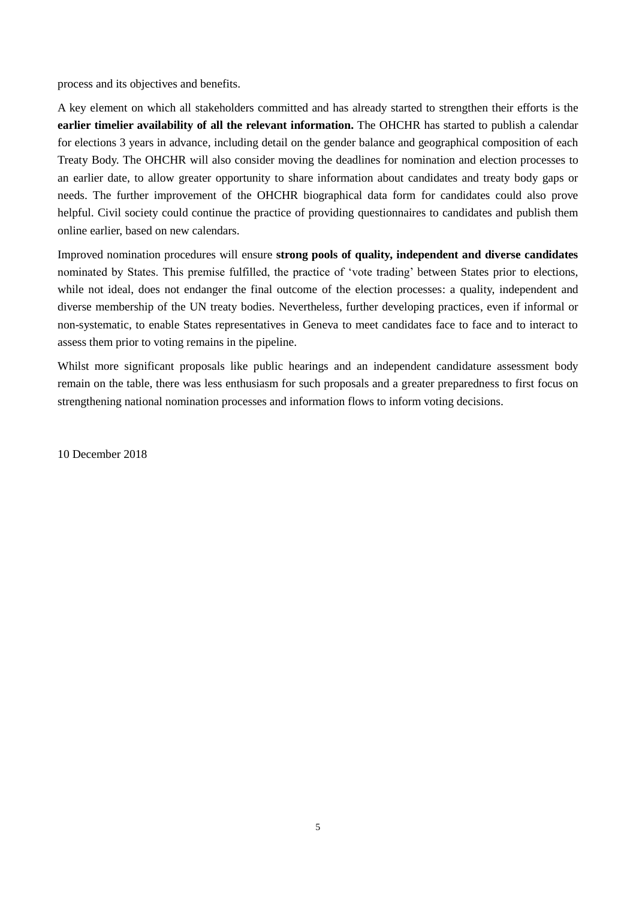process and its objectives and benefits.

A key element on which all stakeholders committed and has already started to strengthen their efforts is the **earlier timelier availability of all the relevant information.** The OHCHR has started to publish a calendar for elections 3 years in advance, including detail on the gender balance and geographical composition of each Treaty Body. The OHCHR will also consider moving the deadlines for nomination and election processes to an earlier date, to allow greater opportunity to share information about candidates and treaty body gaps or needs. The further improvement of the OHCHR biographical data form for candidates could also prove helpful. Civil society could continue the practice of providing questionnaires to candidates and publish them online earlier, based on new calendars.

Improved nomination procedures will ensure **strong pools of quality, independent and diverse candidates** nominated by States. This premise fulfilled, the practice of 'vote trading' between States prior to elections, while not ideal, does not endanger the final outcome of the election processes: a quality, independent and diverse membership of the UN treaty bodies. Nevertheless, further developing practices, even if informal or non-systematic, to enable States representatives in Geneva to meet candidates face to face and to interact to assess them prior to voting remains in the pipeline.

Whilst more significant proposals like public hearings and an independent candidature assessment body remain on the table, there was less enthusiasm for such proposals and a greater preparedness to first focus on strengthening national nomination processes and information flows to inform voting decisions.

10 December 2018